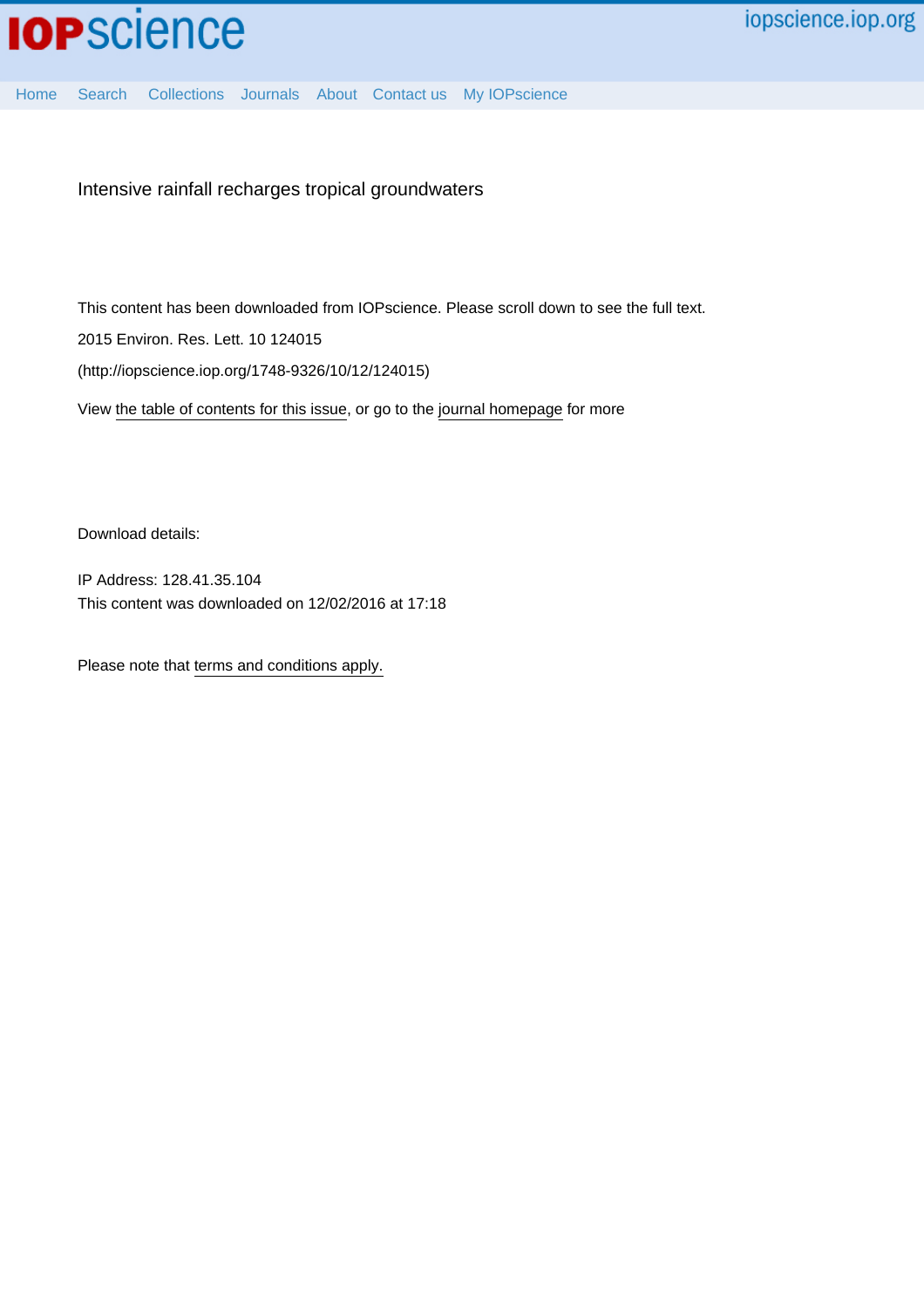Intensive rainfall recharges tropical groundwaters

This content has been downloaded from IOPscience. Please scroll down to see the full text.

2015 Environ. Res. Lett. 10 124015

(http://iopscience.iop.org/1748-9326/10/12/124015)

View the table of contents for this issue, or go to the journal homepage for more

Download details:

IP Address: 128.41.35.104

This content was downloaded on 12/02/2016 at 17:18

Please note that terms and conditions apply.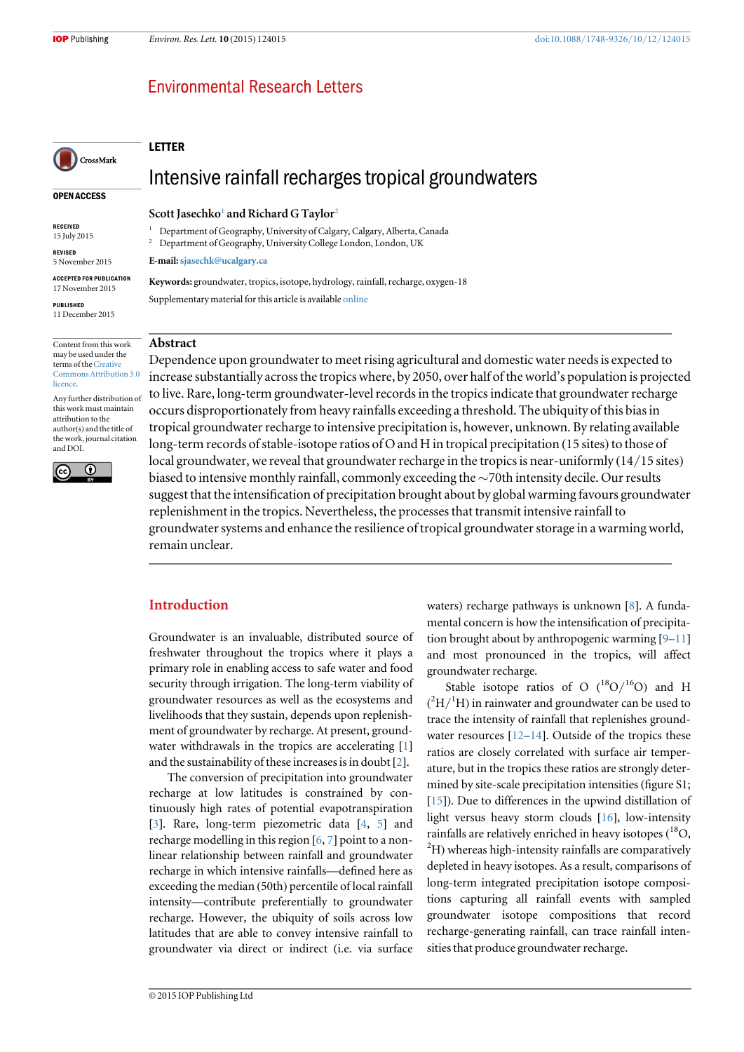LETTER

# Intensive rainfall recharges tropical groundwaters

**Scott Jasechko**[1] **and Richard G Taylor**[2]

[1] Department of Geography, University of Calgary, Calgary, Alberta, Canada

[2] Department of Geography, University College London, London, UK

**E-mail:** sjasechk@ucalgary.ca

**Keywords:** groundwater, tropics, isotope, hydrology, rainfall, recharge, oxygen-18

Supplementary material for this article is available online

OPEN ACCESS

RECEIVED
15 July 2015

REVISED
5 November 2015

ACCEPTED FOR PUBLICATION
17 November 2015

PUBLISHED
11 December 2015

Content from this work may be used under the terms of the Creative Commons Attribution 3.0 licence.

Any further distribution of this work must maintain attribution to the author(s) and the title of the work, journal citation and DOI.

## Abstract

Dependence upon groundwater to meet rising agricultural and domestic water needs is expected to increase substantially across the tropics where, by 2050, over half of the world's population is projected to live. Rare, long-term groundwater-level records in the tropics indicate that groundwater recharge occurs disproportionately from heavy rainfalls exceeding a threshold. The ubiquity of this bias in tropical groundwater recharge to intensive precipitation is, however, unknown. By relating available long-term records of stable-isotope ratios of O and H in tropical precipitation (15 sites) to those of local groundwater, we reveal that groundwater recharge in the tropics is near-uniformly (14/15 sites) biased to intensive monthly rainfall, commonly exceeding the ~70th intensity decile. Our results suggest that the intensification of precipitation brought about by global warming favours groundwater replenishment in the tropics. Nevertheless, the processes that transmit intensive rainfall to groundwater systems and enhance the resilience of tropical groundwater storage in a warming world, remain unclear.

## Introduction

Groundwater is an invaluable, distributed source of freshwater throughout the tropics where it plays a primary role in enabling access to safe water and food security through irrigation. The long-term viability of groundwater resources as well as the ecosystems and livelihoods that they sustain, depends upon replenishment of groundwater by recharge. At present, groundwater withdrawals in the tropics are accelerating [1] and the sustainability of these increases is in doubt [2].

The conversion of precipitation into groundwater recharge at low latitudes is constrained by continuously high rates of potential evapotranspiration [3]. Rare, long-term piezometric data [4, 5] and recharge modelling in this region [6, 7] point to a non-linear relationship between rainfall and groundwater recharge in which intensive rainfalls—defined here as exceeding the median (50th) percentile of local rainfall intensity—contribute preferentially to groundwater recharge. However, the ubiquity of soils across low latitudes that are able to convey intensive rainfall to groundwater via direct or indirect (i.e. via surface waters) recharge pathways is unknown [8]. A fundamental concern is how the intensification of precipitation brought about by anthropogenic warming [9–11] and most pronounced in the tropics, will affect groundwater recharge.

Stable isotope ratios of O ($^{18}O/^{16}O$) and H ($^{2}H/^{1}H$) in rainwater and groundwater can be used to trace the intensity of rainfall that replenishes groundwater resources [12–14]. Outside of the tropics these ratios are closely correlated with surface air temperature, but in the tropics these ratios are strongly determined by site-scale precipitation intensities (figure S1; [15]). Due to differences in the upwind distillation of light versus heavy storm clouds [16], low-intensity rainfalls are relatively enriched in heavy isotopes ($^{18}O$, $^{2}H$) whereas high-intensity rainfalls are comparatively depleted in heavy isotopes. As a result, comparisons of long-term integrated precipitation isotope compositions capturing all rainfall events with sampled groundwater isotope compositions that record recharge-generating rainfall, can trace rainfall intensities that produce groundwater recharge.

© 2015 IOP Publishing Ltd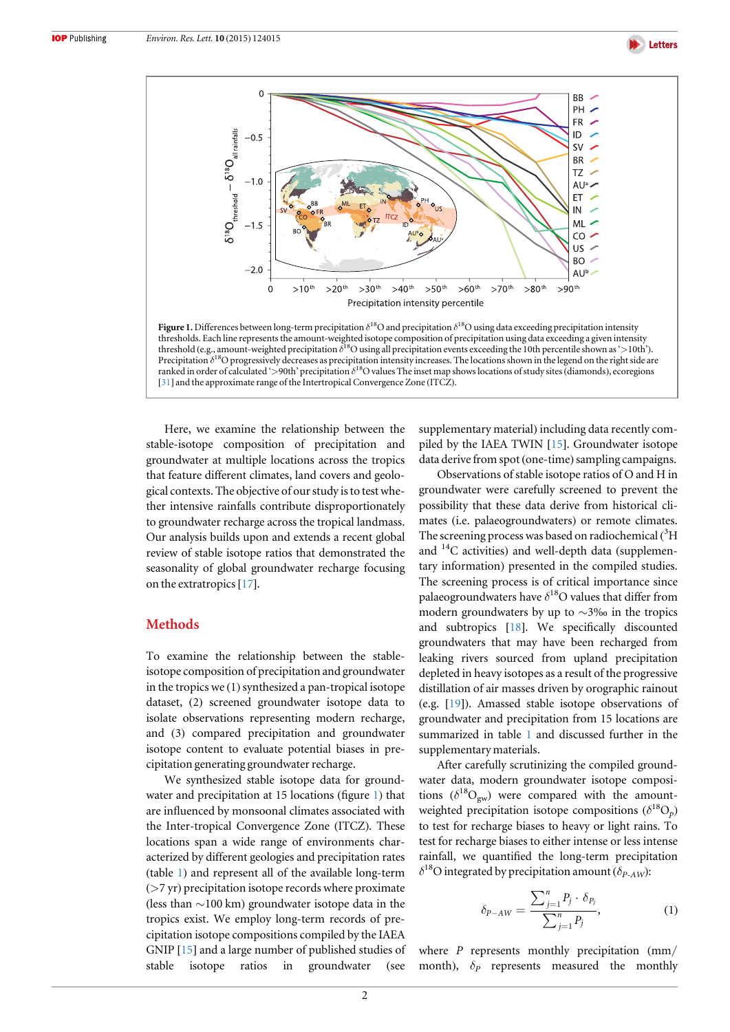**Figure 1.** Differences between long-term precipitation $\delta^{18}O$ and precipitation $\delta^{18}O$ using data exceeding precipitation intensity thresholds. Each line represents the amount-weighted isotope composition of precipitation using data exceeding a given intensity threshold (e.g., amount-weighted precipitation $\delta^{18}O$ using all precipitation events exceeding the 10th percentile shown as '>10th'). Precipitation $\delta^{18}O$ progressively decreases as precipitation intensity increases. The locations shown in the legend on the right side are ranked in order of calculated '>90th' precipitation $\delta^{18}O$ values The inset map shows locations of study sites (diamonds), ecoregions [31] and the approximate range of the Intertropical Convergence Zone (ITCZ).

Here, we examine the relationship between the stable-isotope composition of precipitation and groundwater at multiple locations across the tropics that feature different climates, land covers and geological contexts. The objective of our study is to test whether intensive rainfalls contribute disproportionately to groundwater recharge across the tropical landmass. Our analysis builds upon and extends a recent global review of stable isotope ratios that demonstrated the seasonality of global groundwater recharge focusing on the extratropics [17].

## Methods

To examine the relationship between the stable-isotope composition of precipitation and groundwater in the tropics we (1) synthesized a pan-tropical isotope dataset, (2) screened groundwater isotope data to isolate observations representing modern recharge, and (3) compared precipitation and groundwater isotope content to evaluate potential biases in precipitation generating groundwater recharge.

We synthesized stable isotope data for groundwater and precipitation at 15 locations (figure 1) that are influenced by monsoonal climates associated with the Inter-tropical Convergence Zone (ITCZ). These locations span a wide range of environments characterized by different geologies and precipitation rates (table 1) and represent all of the available long-term (>7 yr) precipitation isotope records where proximate (less than ~100 km) groundwater isotope data in the tropics exist. We employ long-term records of precipitation isotope compositions compiled by the IAEA GNIP [15] and a large number of published studies of stable isotope ratios in groundwater (see supplementary material) including data recently compiled by the IAEA TWIN [15]. Groundwater isotope data derive from spot (one-time) sampling campaigns.

Observations of stable isotope ratios of O and H in groundwater were carefully screened to prevent the possibility that these data derive from historical climates (i.e. palaeogroundwaters) or remote climates. The screening process was based on radiochemical ($^{3}H$ and $^{14}C$ activities) and well-depth data (supplementary information) presented in the compiled studies. The screening process is of critical importance since palaeogroundwaters have $\delta^{18}O$ values that differ from modern groundwaters by up to ~3‰ in the tropics and subtropics [18]. We specifically discounted groundwaters that may have been recharged from leaking rivers sourced from upland precipitation depleted in heavy isotopes as a result of the progressive distillation of air masses driven by orographic rainout (e.g. [19]). Amassed stable isotope observations of groundwater and precipitation from 15 locations are summarized in table 1 and discussed further in the supplementary materials.

After carefully scrutinizing the compiled groundwater data, modern groundwater isotope compositions ($\delta^{18}O_{gw}$) were compared with the amount-weighted precipitation isotope compositions ($\delta^{18}O_{p}$) to test for recharge biases to heavy or light rains. To test for recharge biases to either intense or less intense rainfall, we quantified the long-term precipitation $\delta^{18}O$ integrated by precipitation amount ($\delta_{P\text{-}AW}$):

$$\delta_{P-AW} = \frac{\sum_{j=1}^{n} P_j \cdot \delta_{P_j}}{\sum_{j=1}^{n} P_j}, \qquad (1)$$

where $P$ represents monthly precipitation (mm/month), $\delta_P$ represents measured the monthly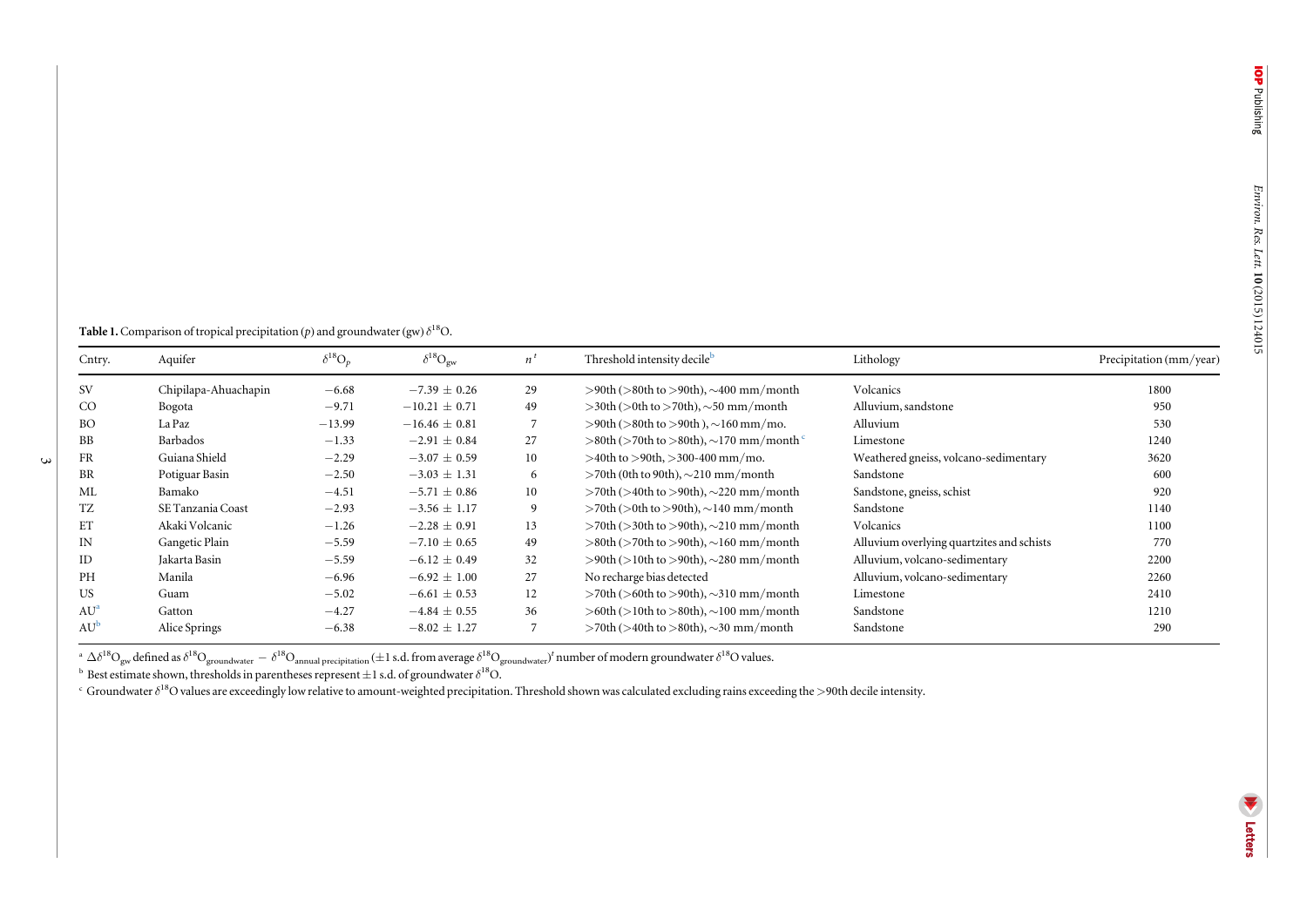**Table 1.** Comparison of tropical precipitation ($p$) and groundwater (gw) $\delta^{18}O$.

| Cntry. | Aquifer | $\delta^{18}O_p$ | $\delta^{18}O_{gw}$ | $n^t$ | Threshold intensity decile[b] | Lithology | Precipitation (mm/year) |
|---|---|---|---|---|---|---|---|
| SV | Chipilapa-Ahuachapin | −6.68 | −7.39 ± 0.26 | 29 | >90th (>80th to >90th), ~400 mm/month | Volcanics | 1800 |
| CO | Bogota | −9.71 | −10.21 ± 0.71 | 49 | >30th (>0th to >70th), ~50 mm/month | Alluvium, sandstone | 950 |
| BO | La Paz | −13.99 | −16.46 ± 0.81 | 7 | >90th (>80th to >90th ), ~160 mm/mo. | Alluvium | 530 |
| BB | Barbados | −1.33 | −2.91 ± 0.84 | 27 | >80th (>70th to >80th), ~170 mm/month[c] | Limestone | 1240 |
| FR | Guiana Shield | −2.29 | −3.07 ± 0.59 | 10 | >40th to >90th, >300-400 mm/mo. | Weathered gneiss, volcano-sedimentary | 3620 |
| BR | Potiguar Basin | −2.50 | −3.03 ± 1.31 | 6 | >70th (0th to 90th), ~210 mm/month | Sandstone | 600 |
| ML | Bamako | −4.51 | −5.71 ± 0.86 | 10 | >70th (>40th to >90th), ~220 mm/month | Sandstone, gneiss, schist | 920 |
| TZ | SE Tanzania Coast | −2.93 | −3.56 ± 1.17 | 9 | >70th (>0th to >90th), ~140 mm/month | Sandstone | 1140 |
| ET | Akaki Volcanic | −1.26 | −2.28 ± 0.91 | 13 | >70th (>30th to >90th), ~210 mm/month | Volcanics | 1100 |
| IN | Gangetic Plain | −5.59 | −7.10 ± 0.65 | 49 | >80th (>70th to >90th), ~160 mm/month | Alluvium overlying quartzites and schists | 770 |
| ID | Jakarta Basin | −5.59 | −6.12 ± 0.49 | 32 | >90th (>10th to >90th), ~280 mm/month | Alluvium, volcano-sedimentary | 2200 |
| PH | Manila | −6.96 | −6.92 ± 1.00 | 27 | No recharge bias detected | Alluvium, volcano-sedimentary | 2260 |
| US | Guam | −5.02 | −6.61 ± 0.53 | 12 | >70th (>60th to >90th), ~310 mm/month | Limestone | 2410 |
| AU[a] | Gatton | −4.27 | −4.84 ± 0.55 | 36 | >60th (>10th to >80th), ~100 mm/month | Sandstone | 1210 |
| AU[b] | Alice Springs | −6.38 | −8.02 ± 1.27 | 7 | >70th (>40th to >80th), ~30 mm/month | Sandstone | 290 |

[a] $\Delta\delta^{18}O_{gw}$ defined as $\delta^{18}O_{groundwater} - \delta^{18}O_{annual\ precipitation}$ (±1 s.d. from average $\delta^{18}O_{groundwater}$)$^t$ number of modern groundwater $\delta^{18}O$ values.

[b] Best estimate shown, thresholds in parentheses represent ±1 s.d. of groundwater $\delta^{18}O$.

[c] Groundwater $\delta^{18}O$ values are exceedingly low relative to amount-weighted precipitation. Threshold shown was calculated excluding rains exceeding the >90th decile intensity.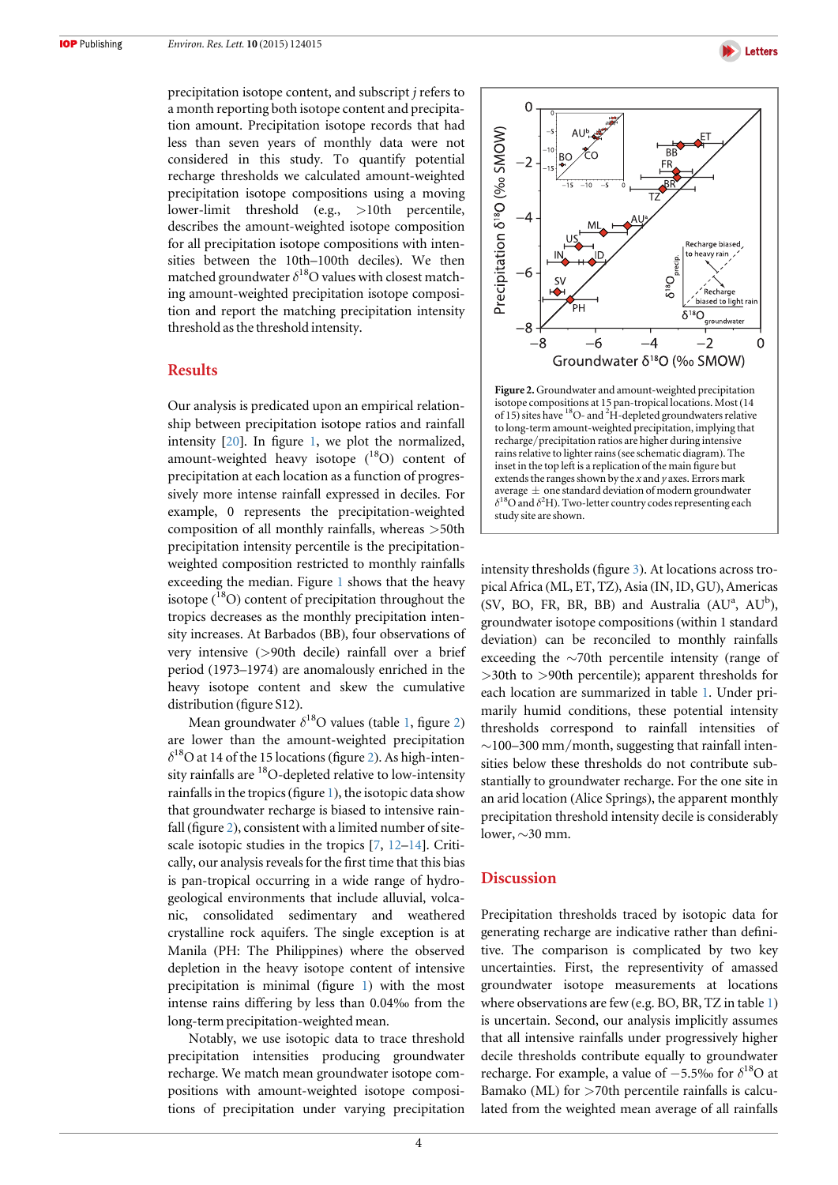precipitation isotope content, and subscript $j$ refers to a month reporting both isotope content and precipitation amount. Precipitation isotope records that had less than seven years of monthly data were not considered in this study. To quantify potential recharge thresholds we calculated amount-weighted precipitation isotope compositions using a moving lower-limit threshold (e.g., >10th percentile, describes the amount-weighted isotope composition for all precipitation isotope compositions with intensities between the 10th–100th deciles). We then matched groundwater $\delta^{18}O$ values with closest matching amount-weighted precipitation isotope composition and report the matching precipitation intensity threshold as the threshold intensity.

## Results

Our analysis is predicated upon an empirical relationship between precipitation isotope ratios and rainfall intensity [20]. In figure 1, we plot the normalized, amount-weighted heavy isotope ($^{18}O$) content of precipitation at each location as a function of progressively more intense rainfall expressed in deciles. For example, 0 represents the precipitation-weighted composition of all monthly rainfalls, whereas >50th precipitation intensity percentile is the precipitation-weighted composition restricted to monthly rainfalls exceeding the median. Figure 1 shows that the heavy isotope ($^{18}O$) content of precipitation throughout the tropics decreases as the monthly precipitation intensity increases. At Barbados (BB), four observations of very intensive (>90th decile) rainfall over a brief period (1973–1974) are anomalously enriched in the heavy isotope content and skew the cumulative distribution (figure S12).

Mean groundwater $\delta^{18}O$ values (table 1, figure 2) are lower than the amount-weighted precipitation $\delta^{18}O$ at 14 of the 15 locations (figure 2). As high-intensity rainfalls are $^{18}O$-depleted relative to low-intensity rainfalls in the tropics (figure 1), the isotopic data show that groundwater recharge is biased to intensive rainfall (figure 2), consistent with a limited number of site-scale isotopic studies in the tropics [7, 12–14]. Critically, our analysis reveals for the first time that this bias is pan-tropical occurring in a wide range of hydrogeological environments that include alluvial, volcanic, consolidated sedimentary and weathered crystalline rock aquifers. The single exception is at Manila (PH: The Philippines) where the observed depletion in the heavy isotope content of intensive precipitation is minimal (figure 1) with the most intense rains differing by less than 0.04‰ from the long-term precipitation-weighted mean.

Notably, we use isotopic data to trace threshold precipitation intensities producing groundwater recharge. We match mean groundwater isotope compositions with amount-weighted isotope compositions of precipitation under varying precipitation intensity thresholds (figure 3). At locations across tropical Africa (ML, ET, TZ), Asia (IN, ID, GU), Americas (SV, BO, FR, BR, BB) and Australia (AU[a], AU[b]), groundwater isotope compositions (within 1 standard deviation) can be reconciled to monthly rainfalls exceeding the ~70th percentile intensity (range of >30th to >90th percentile); apparent thresholds for each location are summarized in table 1. Under primarily humid conditions, these potential intensity thresholds correspond to rainfall intensities of ~100–300 mm/month, suggesting that rainfall intensities below these thresholds do not contribute substantially to groundwater recharge. For the one site in an arid location (Alice Springs), the apparent monthly precipitation threshold intensity decile is considerably lower, ~30 mm.

**Figure 2.** Groundwater and amount-weighted precipitation isotope compositions at 15 pan-tropical locations. Most (14 of 15) sites have $^{18}O$- and $^{2}H$-depleted groundwaters relative to long-term amount-weighted precipitation, implying that recharge/precipitation ratios are higher during intensive rains relative to lighter rains (see schematic diagram). The inset in the top left is a replication of the main figure but extends the ranges shown by the $x$ and $y$ axes. Errors mark average ± one standard deviation of modern groundwater $\delta^{18}O$ and $\delta^{2}H$). Two-letter country codes representing each study site are shown.

## Discussion

Precipitation thresholds traced by isotopic data for generating recharge are indicative rather than definitive. The comparison is complicated by two key uncertainties. First, the representivity of amassed groundwater isotope measurements at locations where observations are few (e.g. BO, BR, TZ in table 1) is uncertain. Second, our analysis implicitly assumes that all intensive rainfalls under progressively higher decile thresholds contribute equally to groundwater recharge. For example, a value of −5.5‰ for $\delta^{18}O$ at Bamako (ML) for >70th percentile rainfalls is calculated from the weighted mean average of all rainfalls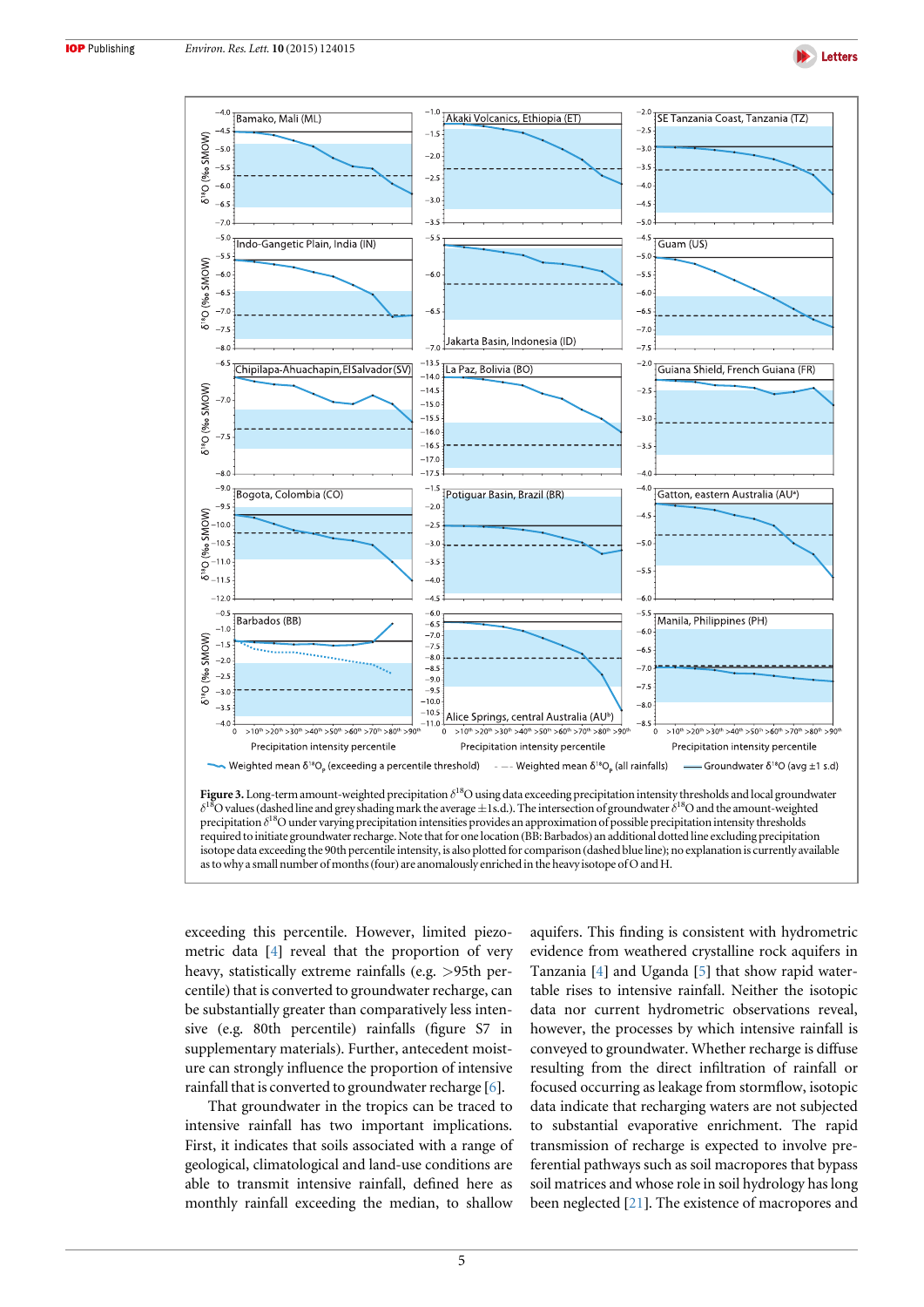**Figure 3.** Long-term amount-weighted precipitation $\delta^{18}O$ using data exceeding precipitation intensity thresholds and local groundwater $\delta^{18}O$ values (dashed line and grey shading mark the average ±1s.d.). The intersection of groundwater $\delta^{18}O$ and the amount-weighted precipitation $\delta^{18}O$ under varying precipitation intensities provides an approximation of possible precipitation intensity thresholds required to initiate groundwater recharge. Note that for one location (BB: Barbados) an additional dotted line excluding precipitation isotope data exceeding the 90th percentile intensity, is also plotted for comparison (dashed blue line); no explanation is currently available as to why a small number of months (four) are anomalously enriched in the heavy isotope of O and H.

exceeding this percentile. However, limited piezometric data [4] reveal that the proportion of very heavy, statistically extreme rainfalls (e.g. >95th percentile) that is converted to groundwater recharge, can be substantially greater than comparatively less intensive (e.g. 80th percentile) rainfalls (figure S7 in supplementary materials). Further, antecedent moisture can strongly influence the proportion of intensive rainfall that is converted to groundwater recharge [6].

That groundwater in the tropics can be traced to intensive rainfall has two important implications. First, it indicates that soils associated with a range of geological, climatological and land-use conditions are able to transmit intensive rainfall, defined here as monthly rainfall exceeding the median, to shallow aquifers. This finding is consistent with hydrometric evidence from weathered crystalline rock aquifers in Tanzania [4] and Uganda [5] that show rapid water-table rises to intensive rainfall. Neither the isotopic data nor current hydrometric observations reveal, however, the processes by which intensive rainfall is conveyed to groundwater. Whether recharge is diffuse resulting from the direct infiltration of rainfall or focused occurring as leakage from stormflow, isotopic data indicate that recharging waters are not subjected to substantial evaporative enrichment. The rapid transmission of recharge is expected to involve preferential pathways such as soil macropores that bypass soil matrices and whose role in soil hydrology has long been neglected [21]. The existence of macropores and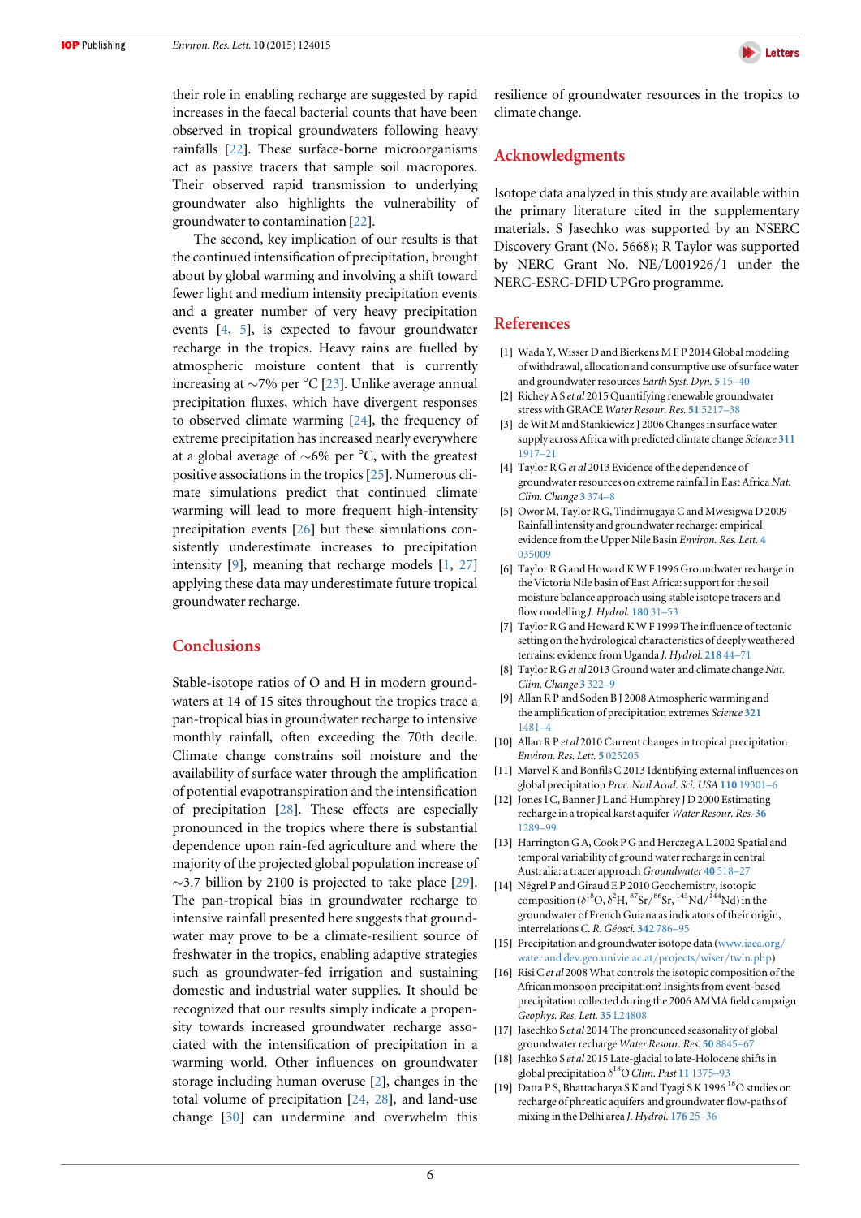their role in enabling recharge are suggested by rapid increases in the faecal bacterial counts that have been observed in tropical groundwaters following heavy rainfalls [22]. These surface-borne microorganisms act as passive tracers that sample soil macropores. Their observed rapid transmission to underlying groundwater also highlights the vulnerability of groundwater to contamination [22].

The second, key implication of our results is that the continued intensification of precipitation, brought about by global warming and involving a shift toward fewer light and medium intensity precipitation events and a greater number of very heavy precipitation events [4, 5], is expected to favour groundwater recharge in the tropics. Heavy rains are fuelled by atmospheric moisture content that is currently increasing at ~7% per °C [23]. Unlike average annual precipitation fluxes, which have divergent responses to observed climate warming [24], the frequency of extreme precipitation has increased nearly everywhere at a global average of ~6% per °C, with the greatest positive associations in the tropics [25]. Numerous climate simulations predict that continued climate warming will lead to more frequent high-intensity precipitation events [26] but these simulations consistently underestimate increases to precipitation intensity [9], meaning that recharge models [1, 27] applying these data may underestimate future tropical groundwater recharge.

## Conclusions

Stable-isotope ratios of O and H in modern groundwaters at 14 of 15 sites throughout the tropics trace a pan-tropical bias in groundwater recharge to intensive monthly rainfall, often exceeding the 70th decile. Climate change constrains soil moisture and the availability of surface water through the amplification of potential evapotranspiration and the intensification of precipitation [28]. These effects are especially pronounced in the tropics where there is substantial dependence upon rain-fed agriculture and where the majority of the projected global population increase of ~3.7 billion by 2100 is projected to take place [29]. The pan-tropical bias in groundwater recharge to intensive rainfall presented here suggests that groundwater may prove to be a climate-resilient source of freshwater in the tropics, enabling adaptive strategies such as groundwater-fed irrigation and sustaining domestic and industrial water supplies. It should be recognized that our results simply indicate a propensity towards increased groundwater recharge associated with the intensification of precipitation in a warming world. Other influences on groundwater storage including human overuse [2], changes in the total volume of precipitation [24, 28], and land-use change [30] can undermine and overwhelm this resilience of groundwater resources in the tropics to climate change.

## Acknowledgments

Isotope data analyzed in this study are available within the primary literature cited in the supplementary materials. S Jasechko was supported by an NSERC Discovery Grant (No. 5668); R Taylor was supported by NERC Grant No. NE/L001926/1 under the NERC-ESRC-DFID UPGro programme.

## References

[1] Wada Y, Wisser D and Bierkens M F P 2014 Global modeling of withdrawal, allocation and consumptive use of surface water and groundwater resources *Earth Syst. Dyn.* **5** 15–40

[2] Richey A S *et al* 2015 Quantifying renewable groundwater stress with GRACE *Water Resour. Res.* **51** 5217–38

[3] de Wit M and Stankiewicz J 2006 Changes in surface water supply across Africa with predicted climate change *Science* **311** 1917–21

[4] Taylor R G *et al* 2013 Evidence of the dependence of groundwater resources on extreme rainfall in East Africa *Nat. Clim. Change* **3** 374–8

[5] Owor M, Taylor R G, Tindimugaya C and Mwesigwa D 2009 Rainfall intensity and groundwater recharge: empirical evidence from the Upper Nile Basin *Environ. Res. Lett.* **4** 035009

[6] Taylor R G and Howard K W F 1996 Groundwater recharge in the Victoria Nile basin of East Africa: support for the soil moisture balance approach using stable isotope tracers and flow modelling *J. Hydrol.* **180** 31–53

[7] Taylor R G and Howard K W F 1999 The influence of tectonic setting on the hydrological characteristics of deeply weathered terrains: evidence from Uganda *J. Hydrol.* **218** 44–71

[8] Taylor R G *et al* 2013 Ground water and climate change *Nat. Clim. Change* **3** 322–9

[9] Allan R P and Soden B J 2008 Atmospheric warming and the amplification of precipitation extremes *Science* **321** 1481–4

[10] Allan R P *et al* 2010 Current changes in tropical precipitation *Environ. Res. Lett.* **5** 025205

[11] Marvel K and Bonfils C 2013 Identifying external influences on global precipitation *Proc. Natl Acad. Sci. USA* **110** 19301–6

[12] Jones I C, Banner J L and Humphrey J D 2000 Estimating recharge in a tropical karst aquifer *Water Resour. Res.* **36** 1289–99

[13] Harrington G A, Cook P G and Herczeg A L 2002 Spatial and temporal variability of ground water recharge in central Australia: a tracer approach *Groundwater* **40** 518–27

[14] Négrel P and Giraud E P 2010 Geochemistry, isotopic composition ($\delta^{18}$O, $\delta^{2}$H, $^{87}$Sr/$^{86}$Sr, $^{143}$Nd/$^{144}$Nd) in the groundwater of French Guiana as indicators of their origin, interrelations *C. R. Géosci.* **342** 786–95

[15] Precipitation and groundwater isotope data (www.iaea.org/water and dev.geo.univie.ac.at/projects/wiser/twin.php)

[16] Risi C *et al* 2008 What controls the isotopic composition of the African monsoon precipitation? Insights from event-based precipitation collected during the 2006 AMMA field campaign *Geophys. Res. Lett.* **35** L24808

[17] Jasechko S *et al* 2014 The pronounced seasonality of global groundwater recharge *Water Resour. Res.* **50** 8845–67

[18] Jasechko S *et al* 2015 Late-glacial to late-Holocene shifts in global precipitation $\delta^{18}$O *Clim. Past* **11** 1375–93

[19] Datta P S, Bhattacharya S K and Tyagi S K 1996 $^{18}$O studies on recharge of phreatic aquifers and groundwater flow-paths of mixing in the Delhi area *J. Hydrol.* **176** 25–36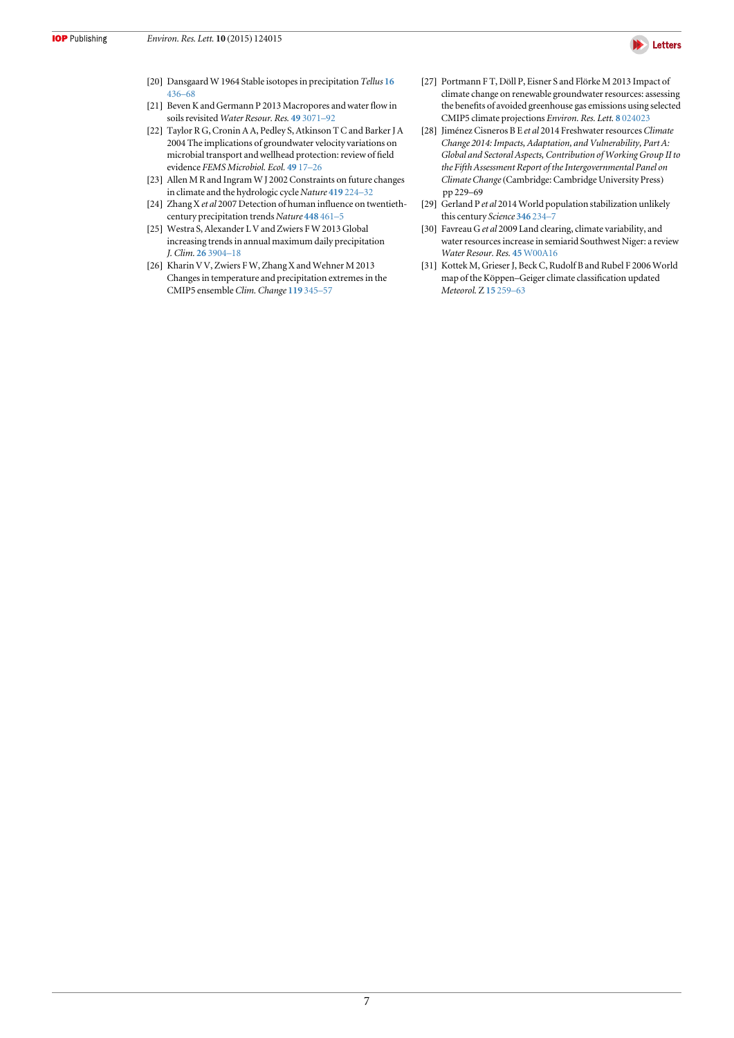[20] Dansgaard W 1964 Stable isotopes in precipitation *Tellus* **16** 436–68

[21] Beven K and Germann P 2013 Macropores and water flow in soils revisited *Water Resour. Res.* **49** 3071–92

[22] Taylor R G, Cronin A A, Pedley S, Atkinson T C and Barker J A 2004 The implications of groundwater velocity variations on microbial transport and wellhead protection: review of field evidence *FEMS Microbiol. Ecol.* **49** 17–26

[23] Allen M R and Ingram W J 2002 Constraints on future changes in climate and the hydrologic cycle *Nature* **419** 224–32

[24] Zhang X *et al* 2007 Detection of human influence on twentieth-century precipitation trends *Nature* **448** 461–5

[25] Westra S, Alexander L V and Zwiers F W 2013 Global increasing trends in annual maximum daily precipitation *J. Clim.* **26** 3904–18

[26] Kharin V V, Zwiers F W, Zhang X and Wehner M 2013 Changes in temperature and precipitation extremes in the CMIP5 ensemble *Clim. Change* **119** 345–57

[27] Portmann F T, Döll P, Eisner S and Flörke M 2013 Impact of climate change on renewable groundwater resources: assessing the benefits of avoided greenhouse gas emissions using selected CMIP5 climate projections *Environ. Res. Lett.* **8** 024023

[28] Jiménez Cisneros B E *et al* 2014 Freshwater resources *Climate Change 2014: Impacts, Adaptation, and Vulnerability, Part A: Global and Sectoral Aspects, Contribution of Working Group II to the Fifth Assessment Report of the Intergovernmental Panel on Climate Change* (Cambridge: Cambridge University Press) pp 229–69

[29] Gerland P *et al* 2014 World population stabilization unlikely this century *Science* **346** 234–7

[30] Favreau G *et al* 2009 Land clearing, climate variability, and water resources increase in semiarid Southwest Niger: a review *Water Resour. Res.* **45** W00A16

[31] Kottek M, Grieser J, Beck C, Rudolf B and Rubel F 2006 World map of the Köppen–Geiger climate classification updated *Meteorol. Z* **15** 259–63